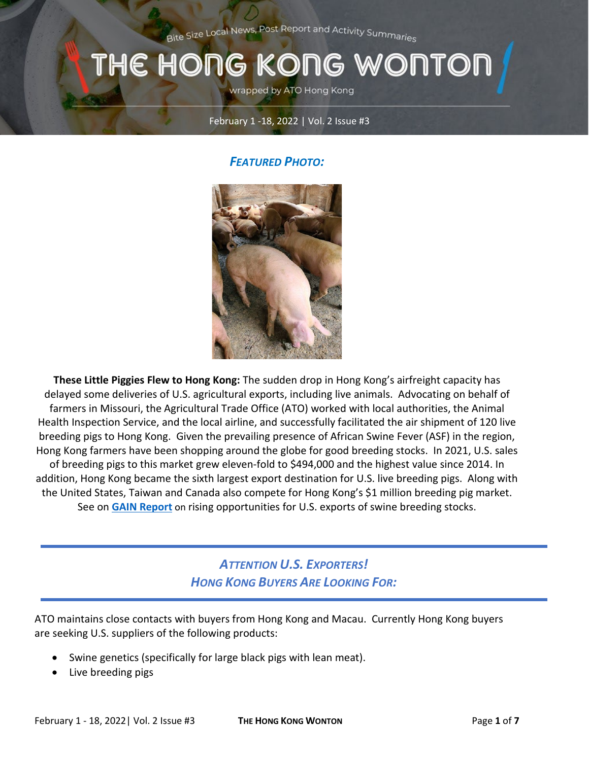Bite Size Local News, Post Report and Activity Summaries

# THE HONG KONG WONTON

wrapped by ATO Hong Kong

February 1 -18, 2022 | Vol. 2 Issue #3

## *FEATURED PHOTO:*

**These Little Piggies Flew to Hong Kong:** The sudden drop in Hong Kong's airfreight capacity has delayed some deliveries of U.S. agricultural exports, including live animals. Advocating on behalf of farmers in Missouri, the Agricultural Trade Office (ATO) worked with local authorities, the Animal Health Inspection Service, and the local airline, and successfully facilitated the air shipment of 120 live breeding pigs to Hong Kong. Given the prevailing presence of African Swine Fever (ASF) in the region, Hong Kong farmers have been shopping around the globe for good breeding stocks. In 2021, U.S. sales of breeding pigs to this market grew eleven-fold to $494,000 and the highest value since 2014. In addition, Hong Kong became the sixth largest export destination for U.S. live breeding pigs. Along with the United States, Taiwan and Canada also compete for Hong Kong's $1 million breeding pig market. See on **GAIN Report** on rising opportunities for U.S. exports of swine breeding stocks.

## *ATTENTION U.S. EXPORTERS!*
## *HONG KONG BUYERS ARE LOOKING FOR:*

ATO maintains close contacts with buyers from Hong Kong and Macau. Currently Hong Kong buyers are seeking U.S. suppliers of the following products:

- Swine genetics (specifically for large black pigs with lean meat).
- Live breeding pigs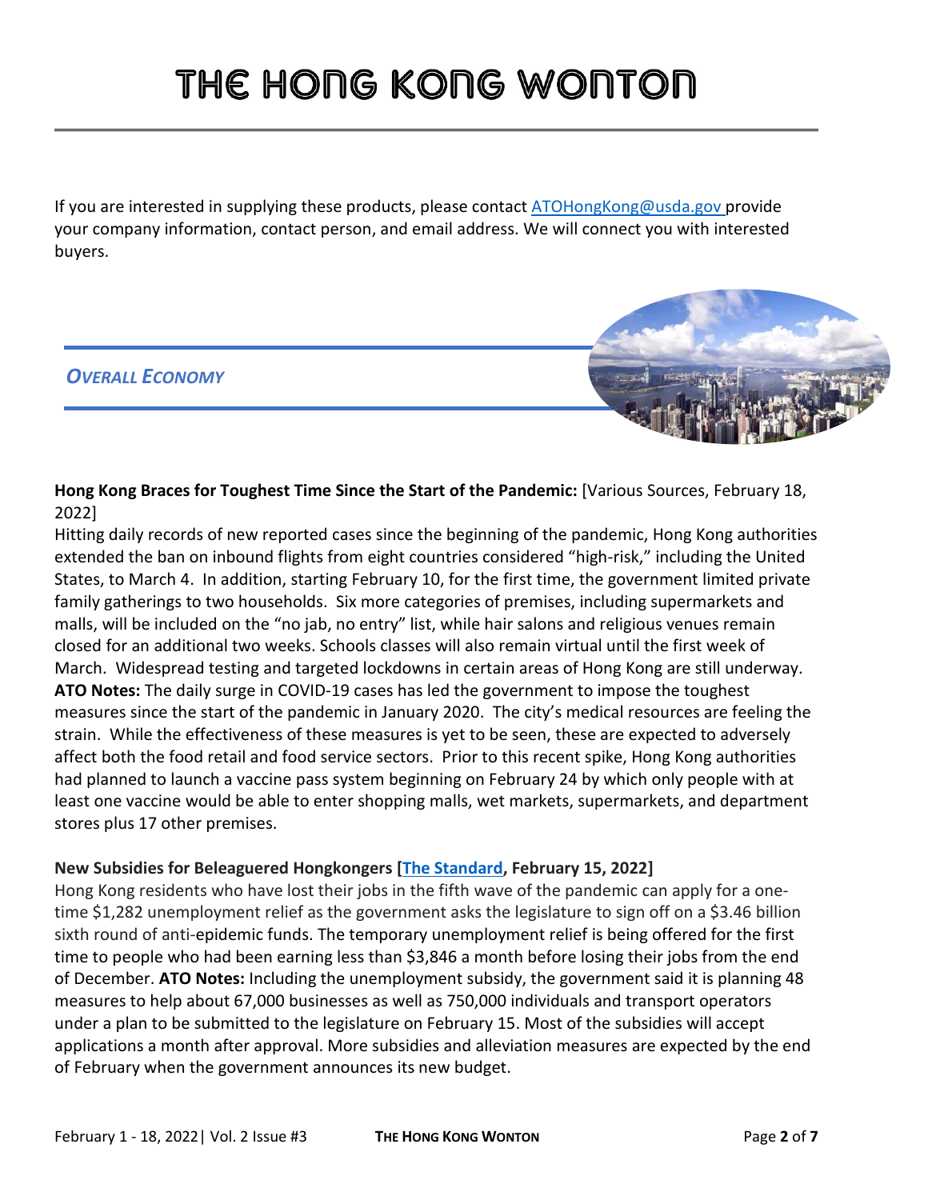If you are interested in supplying these products, please contact [ATOHongKong@usda.gov](mailto:ATOHongKong@usda.gov) provide your company information, contact person, and email address. We will connect you with interested buyers.

## *OVERALL ECONOMY*

**Hong Kong Braces for Toughest Time Since the Start of the Pandemic:** [Various Sources, February 18, 2022]

Hitting daily records of new reported cases since the beginning of the pandemic, Hong Kong authorities extended the ban on inbound flights from eight countries considered "high-risk," including the United States, to March 4. In addition, starting February 10, for the first time, the government limited private family gatherings to two households. Six more categories of premises, including supermarkets and malls, will be included on the "no jab, no entry" list, while hair salons and religious venues remain closed for an additional two weeks. Schools classes will also remain virtual until the first week of March. Widespread testing and targeted lockdowns in certain areas of Hong Kong are still underway. **ATO Notes:** The daily surge in COVID-19 cases has led the government to impose the toughest measures since the start of the pandemic in January 2020. The city's medical resources are feeling the strain. While the effectiveness of these measures is yet to be seen, these are expected to adversely affect both the food retail and food service sectors. Prior to this recent spike, Hong Kong authorities had planned to launch a vaccine pass system beginning on February 24 by which only people with at least one vaccine would be able to enter shopping malls, wet markets, supermarkets, and department stores plus 17 other premises.

**New Subsidies for Beleaguered Hongkongers [The Standard, February 15, 2022]**

Hong Kong residents who have lost their jobs in the fifth wave of the pandemic can apply for a one-time $1,282 unemployment relief as the government asks the legislature to sign off on a $3.46 billion sixth round of anti-epidemic funds. The temporary unemployment relief is being offered for the first time to people who had been earning less than $3,846 a month before losing their jobs from the end of December. **ATO Notes:** Including the unemployment subsidy, the government said it is planning 48 measures to help about 67,000 businesses as well as 750,000 individuals and transport operators under a plan to be submitted to the legislature on February 15. Most of the subsidies will accept applications a month after approval. More subsidies and alleviation measures are expected by the end of February when the government announces its new budget.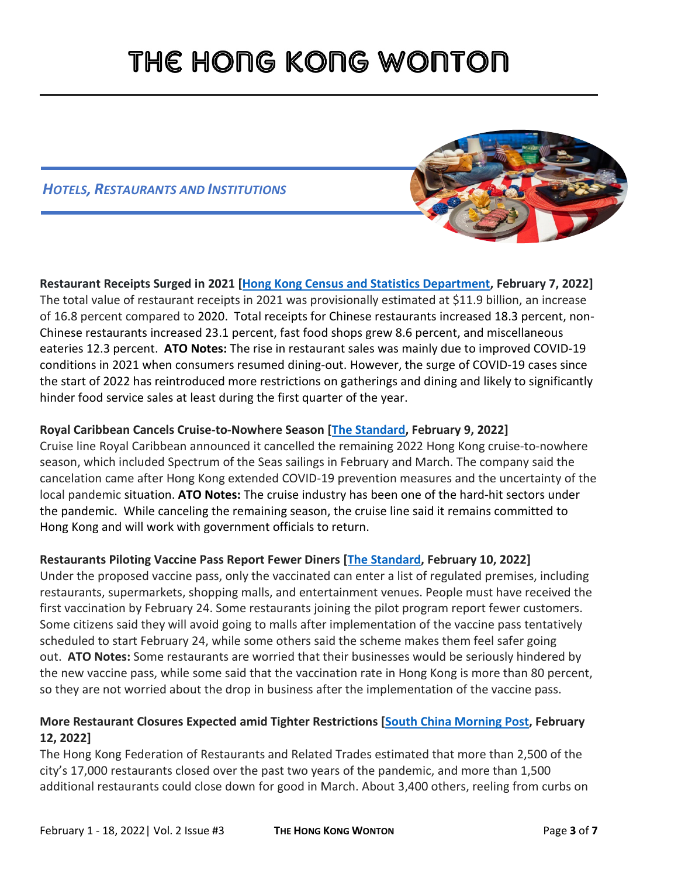# THE HONG KONG WONTON

***HOTELS, RESTAURANTS AND INSTITUTIONS***

**Restaurant Receipts Surged in 2021 [Hong Kong Census and Statistics Department, February 7, 2022]**
The total value of restaurant receipts in 2021 was provisionally estimated at $11.9 billion, an increase of 16.8 percent compared to 2020. Total receipts for Chinese restaurants increased 18.3 percent, non-Chinese restaurants increased 23.1 percent, fast food shops grew 8.6 percent, and miscellaneous eateries 12.3 percent. **ATO Notes:** The rise in restaurant sales was mainly due to improved COVID-19 conditions in 2021 when consumers resumed dining-out. However, the surge of COVID-19 cases since the start of 2022 has reintroduced more restrictions on gatherings and dining and likely to significantly hinder food service sales at least during the first quarter of the year.

**Royal Caribbean Cancels Cruise-to-Nowhere Season [The Standard, February 9, 2022]**
Cruise line Royal Caribbean announced it cancelled the remaining 2022 Hong Kong cruise-to-nowhere season, which included Spectrum of the Seas sailings in February and March. The company said the cancelation came after Hong Kong extended COVID-19 prevention measures and the uncertainty of the local pandemic situation. **ATO Notes:** The cruise industry has been one of the hard-hit sectors under the pandemic. While canceling the remaining season, the cruise line said it remains committed to Hong Kong and will work with government officials to return.

**Restaurants Piloting Vaccine Pass Report Fewer Diners [The Standard, February 10, 2022]**
Under the proposed vaccine pass, only the vaccinated can enter a list of regulated premises, including restaurants, supermarkets, shopping malls, and entertainment venues. People must have received the first vaccination by February 24. Some restaurants joining the pilot program report fewer customers. Some citizens said they will avoid going to malls after implementation of the vaccine pass tentatively scheduled to start February 24, while some others said the scheme makes them feel safer going out. **ATO Notes:** Some restaurants are worried that their businesses would be seriously hindered by the new vaccine pass, while some said that the vaccination rate in Hong Kong is more than 80 percent, so they are not worried about the drop in business after the implementation of the vaccine pass.

**More Restaurant Closures Expected amid Tighter Restrictions [South China Morning Post, February 12, 2022]**
The Hong Kong Federation of Restaurants and Related Trades estimated that more than 2,500 of the city's 17,000 restaurants closed over the past two years of the pandemic, and more than 1,500 additional restaurants could close down for good in March. About 3,400 others, reeling from curbs on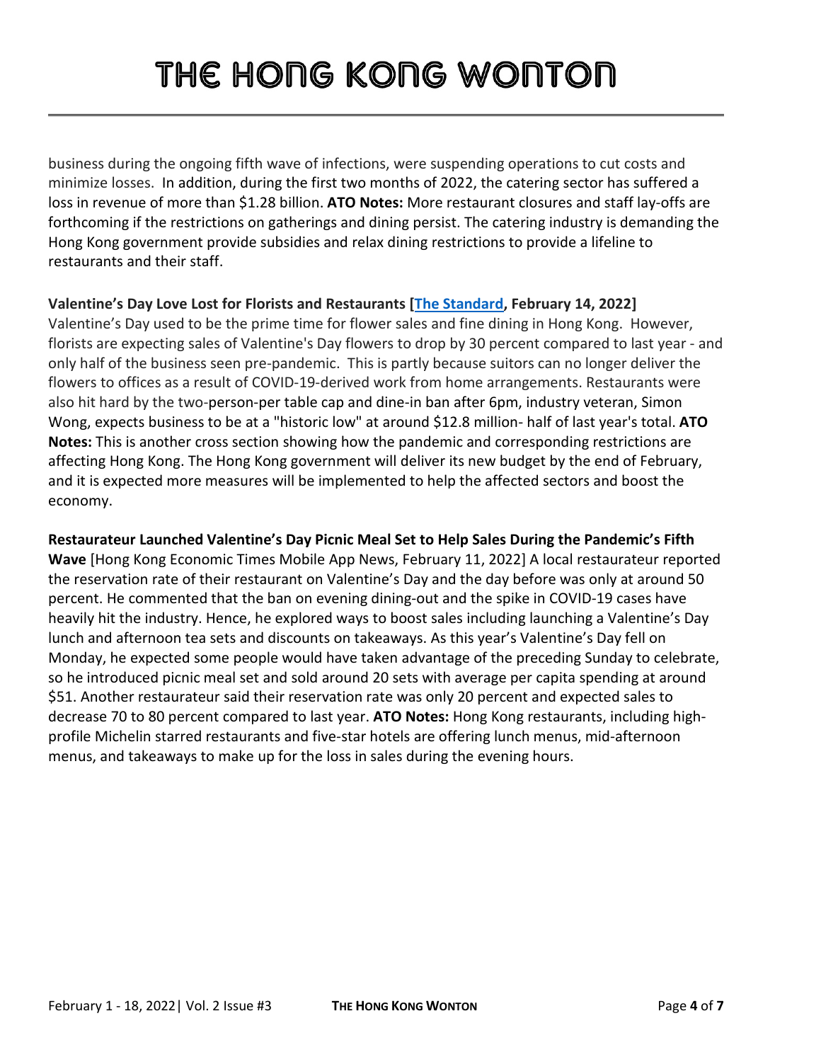business during the ongoing fifth wave of infections, were suspending operations to cut costs and minimize losses. In addition, during the first two months of 2022, the catering sector has suffered a loss in revenue of more than $1.28 billion. **ATO Notes:** More restaurant closures and staff lay-offs are forthcoming if the restrictions on gatherings and dining persist. The catering industry is demanding the Hong Kong government provide subsidies and relax dining restrictions to provide a lifeline to restaurants and their staff.

**Valentine's Day Love Lost for Florists and Restaurants [The Standard, February 14, 2022]**
Valentine's Day used to be the prime time for flower sales and fine dining in Hong Kong. However, florists are expecting sales of Valentine's Day flowers to drop by 30 percent compared to last year - and only half of the business seen pre-pandemic. This is partly because suitors can no longer deliver the flowers to offices as a result of COVID-19-derived work from home arrangements. Restaurants were also hit hard by the two-person-per table cap and dine-in ban after 6pm, industry veteran, Simon Wong, expects business to be at a "historic low" at around $12.8 million- half of last year's total. **ATO Notes:** This is another cross section showing how the pandemic and corresponding restrictions are affecting Hong Kong. The Hong Kong government will deliver its new budget by the end of February, and it is expected more measures will be implemented to help the affected sectors and boost the economy.

**Restaurateur Launched Valentine's Day Picnic Meal Set to Help Sales During the Pandemic's Fifth Wave** [Hong Kong Economic Times Mobile App News, February 11, 2022] A local restaurateur reported the reservation rate of their restaurant on Valentine's Day and the day before was only at around 50 percent. He commented that the ban on evening dining-out and the spike in COVID-19 cases have heavily hit the industry. Hence, he explored ways to boost sales including launching a Valentine's Day lunch and afternoon tea sets and discounts on takeaways. As this year's Valentine's Day fell on Monday, he expected some people would have taken advantage of the preceding Sunday to celebrate, so he introduced picnic meal set and sold around 20 sets with average per capita spending at around $51. Another restaurateur said their reservation rate was only 20 percent and expected sales to decrease 70 to 80 percent compared to last year. **ATO Notes:** Hong Kong restaurants, including high-profile Michelin starred restaurants and five-star hotels are offering lunch menus, mid-afternoon menus, and takeaways to make up for the loss in sales during the evening hours.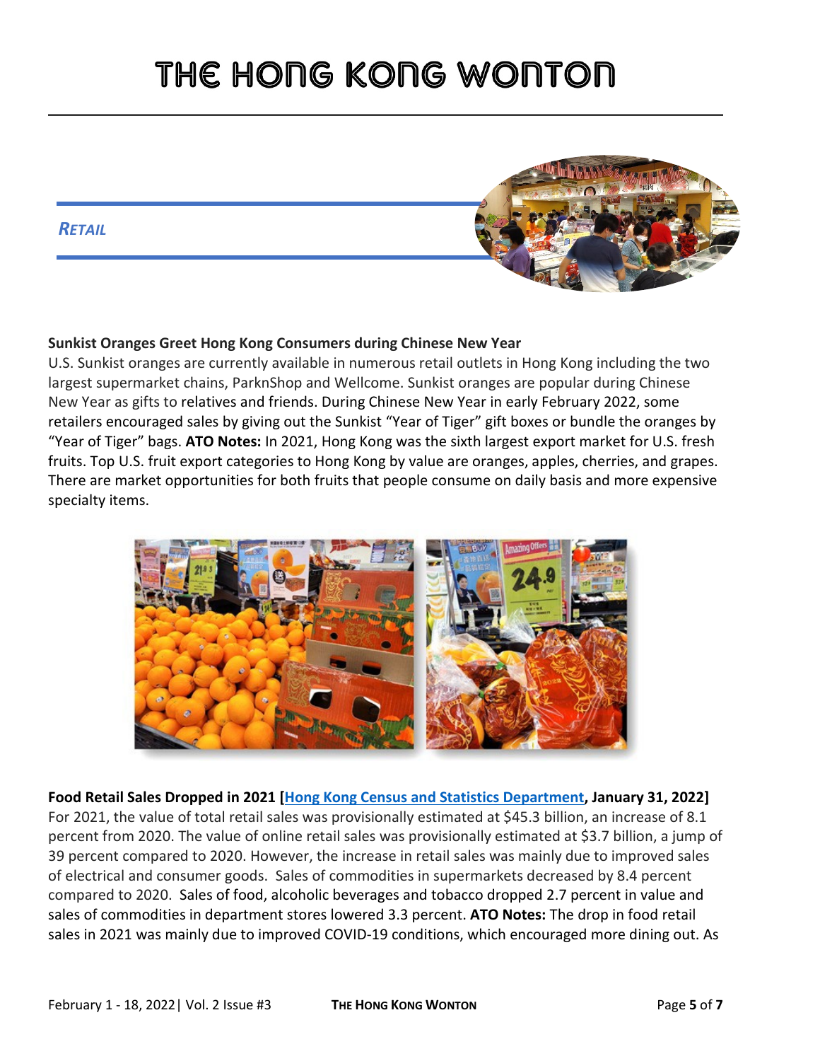# THE HONG KONG WONTON

## *RETAIL*

**Sunkist Oranges Greet Hong Kong Consumers during Chinese New Year**
U.S. Sunkist oranges are currently available in numerous retail outlets in Hong Kong including the two largest supermarket chains, ParknShop and Wellcome. Sunkist oranges are popular during Chinese New Year as gifts to relatives and friends. During Chinese New Year in early February 2022, some retailers encouraged sales by giving out the Sunkist "Year of Tiger" gift boxes or bundle the oranges by "Year of Tiger" bags. **ATO Notes:** In 2021, Hong Kong was the sixth largest export market for U.S. fresh fruits. Top U.S. fruit export categories to Hong Kong by value are oranges, apples, cherries, and grapes. There are market opportunities for both fruits that people consume on daily basis and more expensive specialty items.

**Food Retail Sales Dropped in 2021 [Hong Kong Census and Statistics Department, January 31, 2022]**
For 2021, the value of total retail sales was provisionally estimated at $45.3 billion, an increase of 8.1 percent from 2020. The value of online retail sales was provisionally estimated at $3.7 billion, a jump of 39 percent compared to 2020. However, the increase in retail sales was mainly due to improved sales of electrical and consumer goods. Sales of commodities in supermarkets decreased by 8.4 percent compared to 2020. Sales of food, alcoholic beverages and tobacco dropped 2.7 percent in value and sales of commodities in department stores lowered 3.3 percent. **ATO Notes:** The drop in food retail sales in 2021 was mainly due to improved COVID-19 conditions, which encouraged more dining out. As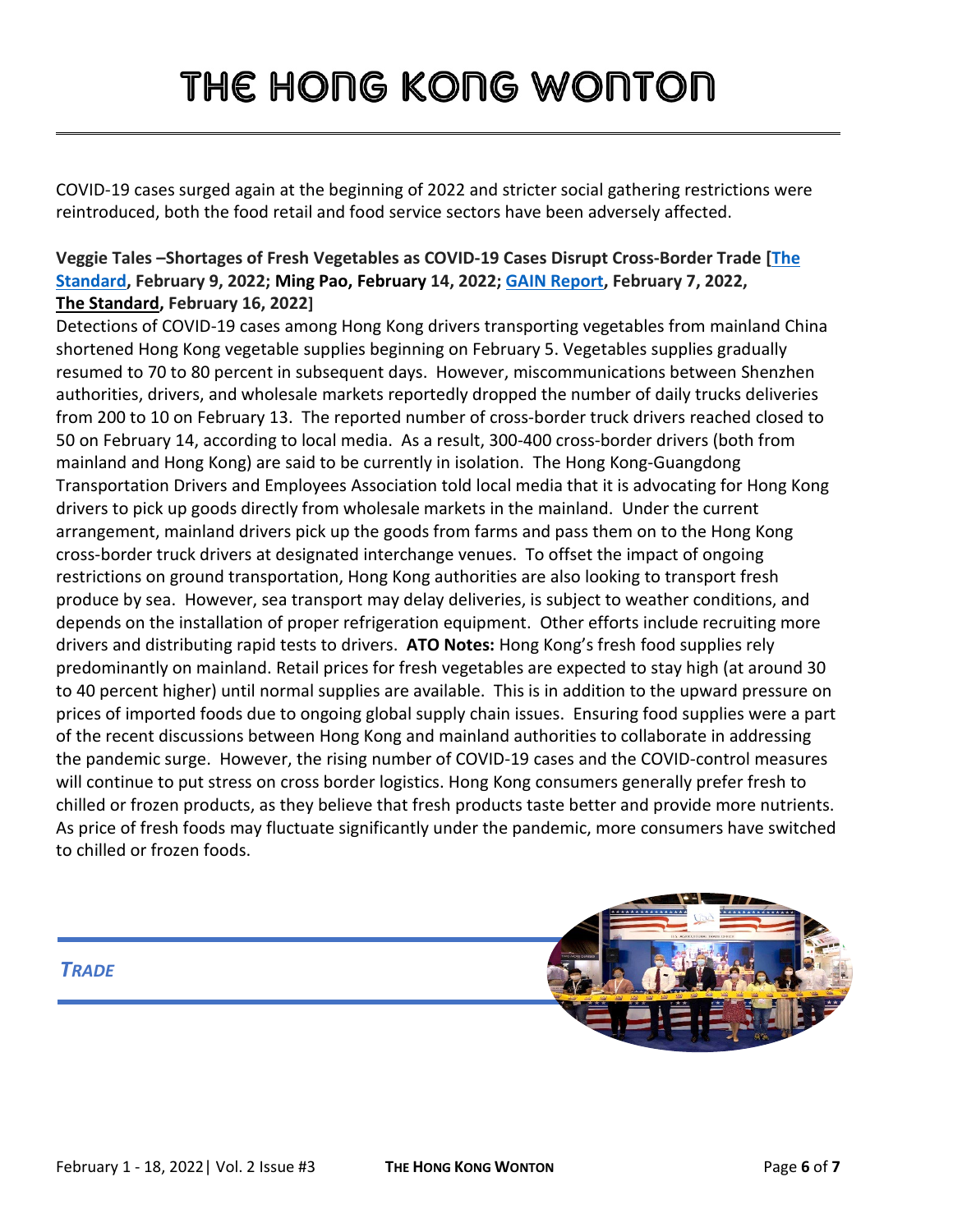COVID-19 cases surged again at the beginning of 2022 and stricter social gathering restrictions were reintroduced, both the food retail and food service sectors have been adversely affected.

**Veggie Tales –Shortages of Fresh Vegetables as COVID-19 Cases Disrupt Cross-Border Trade [The Standard, February 9, 2022; Ming Pao, February 14, 2022; GAIN Report, February 7, 2022, The Standard, February 16, 2022]**

Detections of COVID-19 cases among Hong Kong drivers transporting vegetables from mainland China shortened Hong Kong vegetable supplies beginning on February 5. Vegetables supplies gradually resumed to 70 to 80 percent in subsequent days. However, miscommunications between Shenzhen authorities, drivers, and wholesale markets reportedly dropped the number of daily trucks deliveries from 200 to 10 on February 13. The reported number of cross-border truck drivers reached closed to 50 on February 14, according to local media. As a result, 300-400 cross-border drivers (both from mainland and Hong Kong) are said to be currently in isolation. The Hong Kong-Guangdong Transportation Drivers and Employees Association told local media that it is advocating for Hong Kong drivers to pick up goods directly from wholesale markets in the mainland. Under the current arrangement, mainland drivers pick up the goods from farms and pass them on to the Hong Kong cross-border truck drivers at designated interchange venues. To offset the impact of ongoing restrictions on ground transportation, Hong Kong authorities are also looking to transport fresh produce by sea. However, sea transport may delay deliveries, is subject to weather conditions, and depends on the installation of proper refrigeration equipment. Other efforts include recruiting more drivers and distributing rapid tests to drivers. **ATO Notes:** Hong Kong's fresh food supplies rely predominantly on mainland. Retail prices for fresh vegetables are expected to stay high (at around 30 to 40 percent higher) until normal supplies are available. This is in addition to the upward pressure on prices of imported foods due to ongoing global supply chain issues. Ensuring food supplies were a part of the recent discussions between Hong Kong and mainland authorities to collaborate in addressing the pandemic surge. However, the rising number of COVID-19 cases and the COVID-control measures will continue to put stress on cross border logistics. Hong Kong consumers generally prefer fresh to chilled or frozen products, as they believe that fresh products taste better and provide more nutrients. As price of fresh foods may fluctuate significantly under the pandemic, more consumers have switched to chilled or frozen foods.

## *TRADE*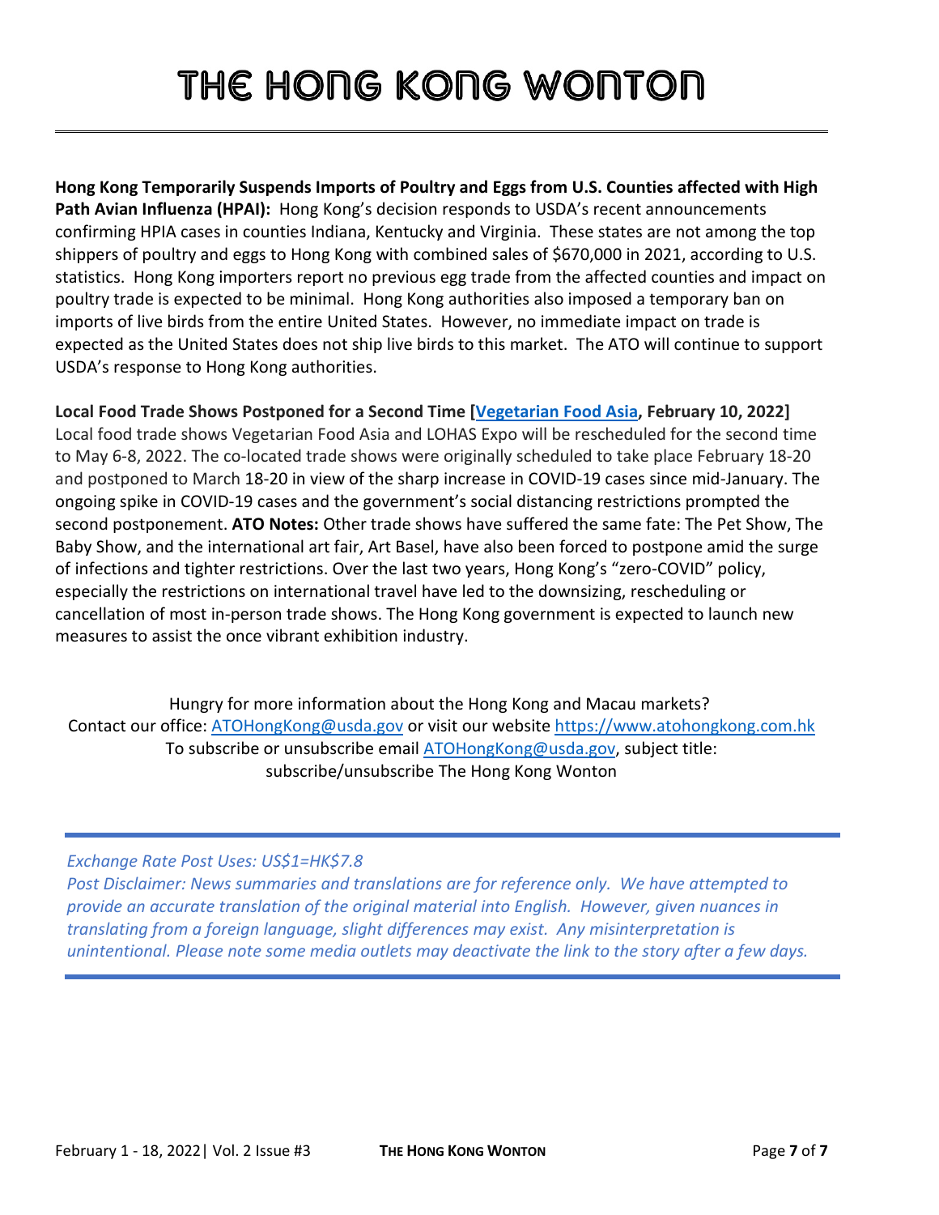**Hong Kong Temporarily Suspends Imports of Poultry and Eggs from U.S. Counties affected with High Path Avian Influenza (HPAI):** Hong Kong's decision responds to USDA's recent announcements confirming HPIA cases in counties Indiana, Kentucky and Virginia. These states are not among the top shippers of poultry and eggs to Hong Kong with combined sales of $670,000 in 2021, according to U.S. statistics. Hong Kong importers report no previous egg trade from the affected counties and impact on poultry trade is expected to be minimal. Hong Kong authorities also imposed a temporary ban on imports of live birds from the entire United States. However, no immediate impact on trade is expected as the United States does not ship live birds to this market. The ATO will continue to support USDA's response to Hong Kong authorities.

**Local Food Trade Shows Postponed for a Second Time [Vegetarian Food Asia, February 10, 2022]**
Local food trade shows Vegetarian Food Asia and LOHAS Expo will be rescheduled for the second time to May 6-8, 2022. The co-located trade shows were originally scheduled to take place February 18-20 and postponed to March 18-20 in view of the sharp increase in COVID-19 cases since mid-January. The ongoing spike in COVID-19 cases and the government's social distancing restrictions prompted the second postponement. **ATO Notes:** Other trade shows have suffered the same fate: The Pet Show, The Baby Show, and the international art fair, Art Basel, have also been forced to postpone amid the surge of infections and tighter restrictions. Over the last two years, Hong Kong's "zero-COVID" policy, especially the restrictions on international travel have led to the downsizing, rescheduling or cancellation of most in-person trade shows. The Hong Kong government is expected to launch new measures to assist the once vibrant exhibition industry.

Hungry for more information about the Hong Kong and Macau markets?
Contact our office: ATOHongKong@usda.gov or visit our website https://www.atohongkong.com.hk
To subscribe or unsubscribe email ATOHongKong@usda.gov, subject title:
subscribe/unsubscribe The Hong Kong Wonton

*Exchange Rate Post Uses: US$1=HK$7.8*
*Post Disclaimer: News summaries and translations are for reference only. We have attempted to provide an accurate translation of the original material into English. However, given nuances in translating from a foreign language, slight differences may exist. Any misinterpretation is unintentional. Please note some media outlets may deactivate the link to the story after a few days.*